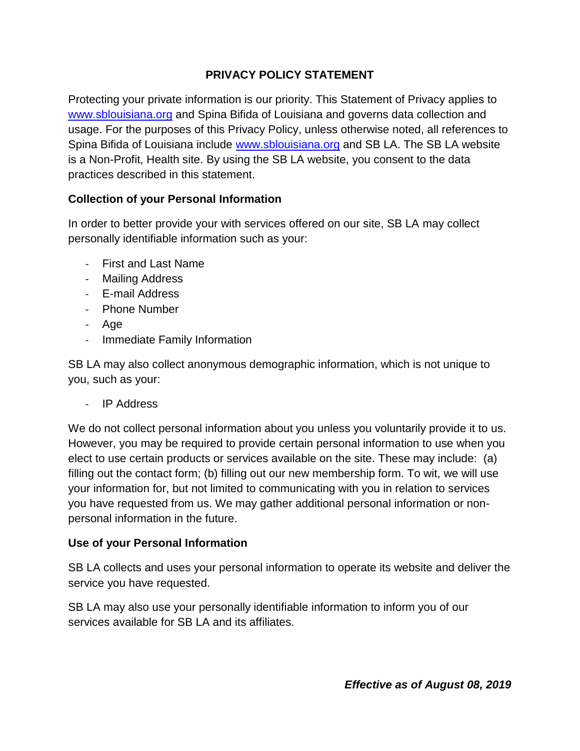# PRIVACY POLICY STATEMENT

Protecting your private information is our priority. This Statement of Privacy applies to [www.sblouisiana.org](http://www.sblouisiana.org) and Spina Bifida of Louisiana and governs data collection and usage. For the purposes of this Privacy Policy, unless otherwise noted, all references to Spina Bifida of Louisiana include [www.sblouisiana.org](http://www.sblouisiana.org) and SB LA. The SB LA website is a Non-Profit, Health site. By using the SB LA website, you consent to the data practices described in this statement.

## Collection of your Personal Information

In order to better provide your with services offered on our site, SB LA may collect personally identifiable information such as your:

- First and Last Name
- Mailing Address
- E-mail Address
- Phone Number
- Age
- Immediate Family Information

SB LA may also collect anonymous demographic information, which is not unique to you, such as your:

- IP Address

We do not collect personal information about you unless you voluntarily provide it to us. However, you may be required to provide certain personal information to use when you elect to use certain products or services available on the site. These may include: (a) filling out the contact form; (b) filling out our new membership form. To wit, we will use your information for, but not limited to communicating with you in relation to services you have requested from us. We may gather additional personal information or non-personal information in the future.

## Use of your Personal Information

SB LA collects and uses your personal information to operate its website and deliver the service you have requested.

SB LA may also use your personally identifiable information to inform you of our services available for SB LA and its affiliates.

***Effective as of August 08, 2019***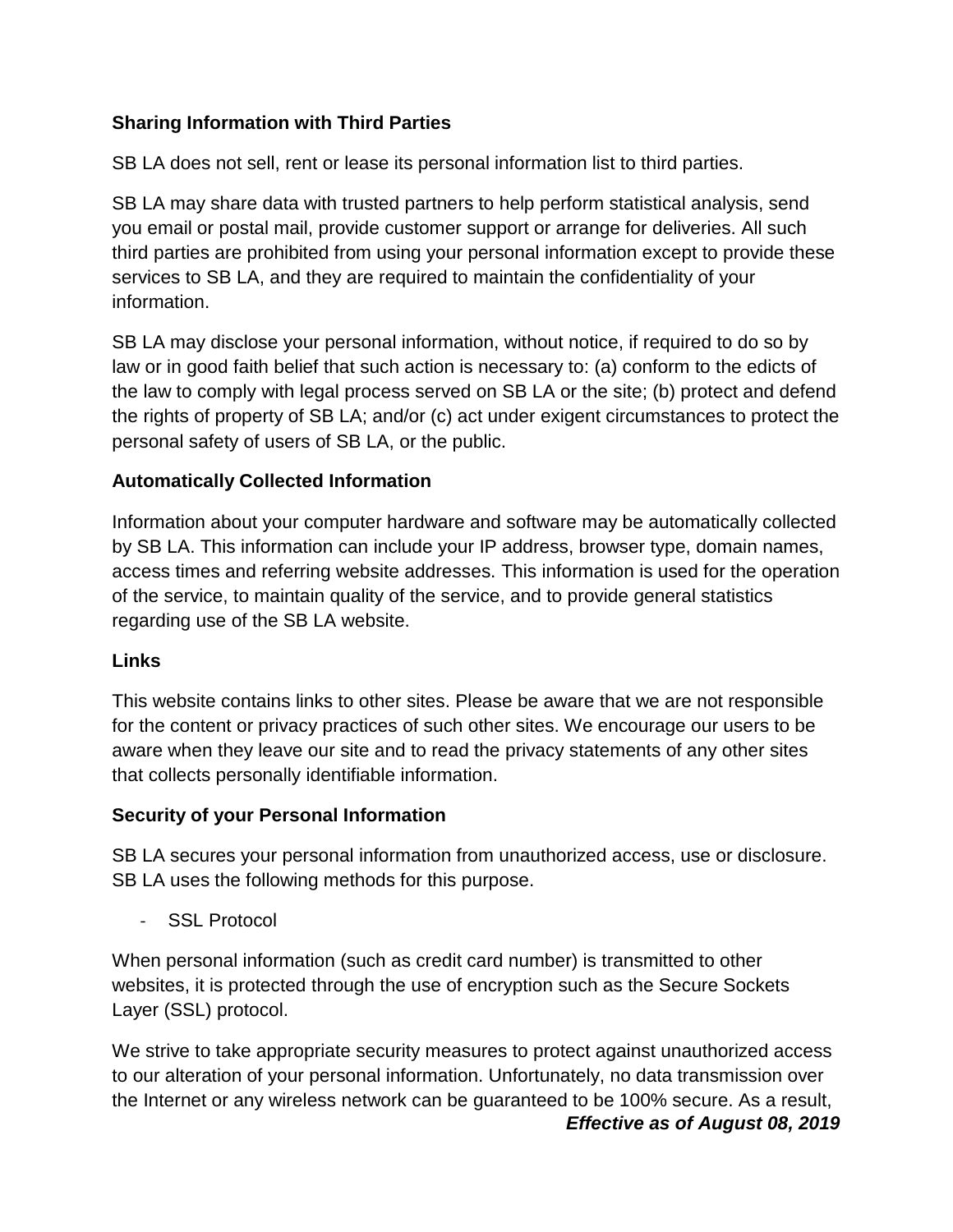**Sharing Information with Third Parties**

SB LA does not sell, rent or lease its personal information list to third parties.

SB LA may share data with trusted partners to help perform statistical analysis, send you email or postal mail, provide customer support or arrange for deliveries. All such third parties are prohibited from using your personal information except to provide these services to SB LA, and they are required to maintain the confidentiality of your information.

SB LA may disclose your personal information, without notice, if required to do so by law or in good faith belief that such action is necessary to: (a) conform to the edicts of the law to comply with legal process served on SB LA or the site; (b) protect and defend the rights of property of SB LA; and/or (c) act under exigent circumstances to protect the personal safety of users of SB LA, or the public.

**Automatically Collected Information**

Information about your computer hardware and software may be automatically collected by SB LA. This information can include your IP address, browser type, domain names, access times and referring website addresses. This information is used for the operation of the service, to maintain quality of the service, and to provide general statistics regarding use of the SB LA website.

**Links**

This website contains links to other sites. Please be aware that we are not responsible for the content or privacy practices of such other sites. We encourage our users to be aware when they leave our site and to read the privacy statements of any other sites that collects personally identifiable information.

**Security of your Personal Information**

SB LA secures your personal information from unauthorized access, use or disclosure. SB LA uses the following methods for this purpose.

- SSL Protocol

When personal information (such as credit card number) is transmitted to other websites, it is protected through the use of encryption such as the Secure Sockets Layer (SSL) protocol.

We strive to take appropriate security measures to protect against unauthorized access to our alteration of your personal information. Unfortunately, no data transmission over the Internet or any wireless network can be guaranteed to be 100% secure. As a result,

***Effective as of August 08, 2019***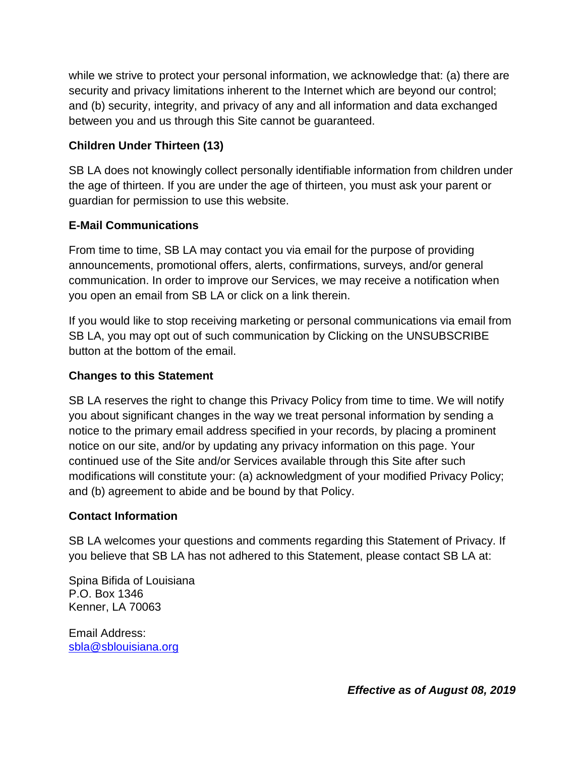while we strive to protect your personal information, we acknowledge that: (a) there are security and privacy limitations inherent to the Internet which are beyond our control; and (b) security, integrity, and privacy of any and all information and data exchanged between you and us through this Site cannot be guaranteed.

**Children Under Thirteen (13)**

SB LA does not knowingly collect personally identifiable information from children under the age of thirteen. If you are under the age of thirteen, you must ask your parent or guardian for permission to use this website.

**E-Mail Communications**

From time to time, SB LA may contact you via email for the purpose of providing announcements, promotional offers, alerts, confirmations, surveys, and/or general communication. In order to improve our Services, we may receive a notification when you open an email from SB LA or click on a link therein.

If you would like to stop receiving marketing or personal communications via email from SB LA, you may opt out of such communication by Clicking on the UNSUBSCRIBE button at the bottom of the email.

**Changes to this Statement**

SB LA reserves the right to change this Privacy Policy from time to time. We will notify you about significant changes in the way we treat personal information by sending a notice to the primary email address specified in your records, by placing a prominent notice on our site, and/or by updating any privacy information on this page. Your continued use of the Site and/or Services available through this Site after such modifications will constitute your: (a) acknowledgment of your modified Privacy Policy; and (b) agreement to abide and be bound by that Policy.

**Contact Information**

SB LA welcomes your questions and comments regarding this Statement of Privacy. If you believe that SB LA has not adhered to this Statement, please contact SB LA at:

Spina Bifida of Louisiana
P.O. Box 1346
Kenner, LA 70063

Email Address:
sbla@sblouisiana.org

***Effective as of August 08, 2019***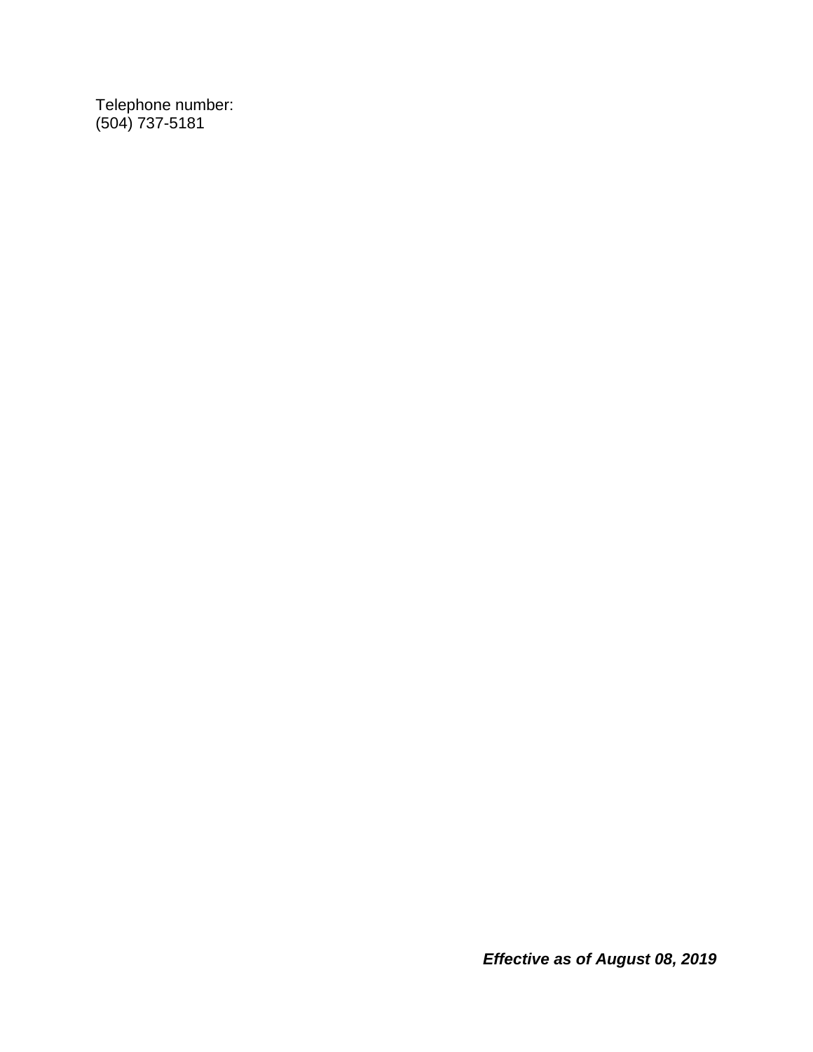Telephone number:
(504) 737-5181

***Effective as of August 08, 2019***